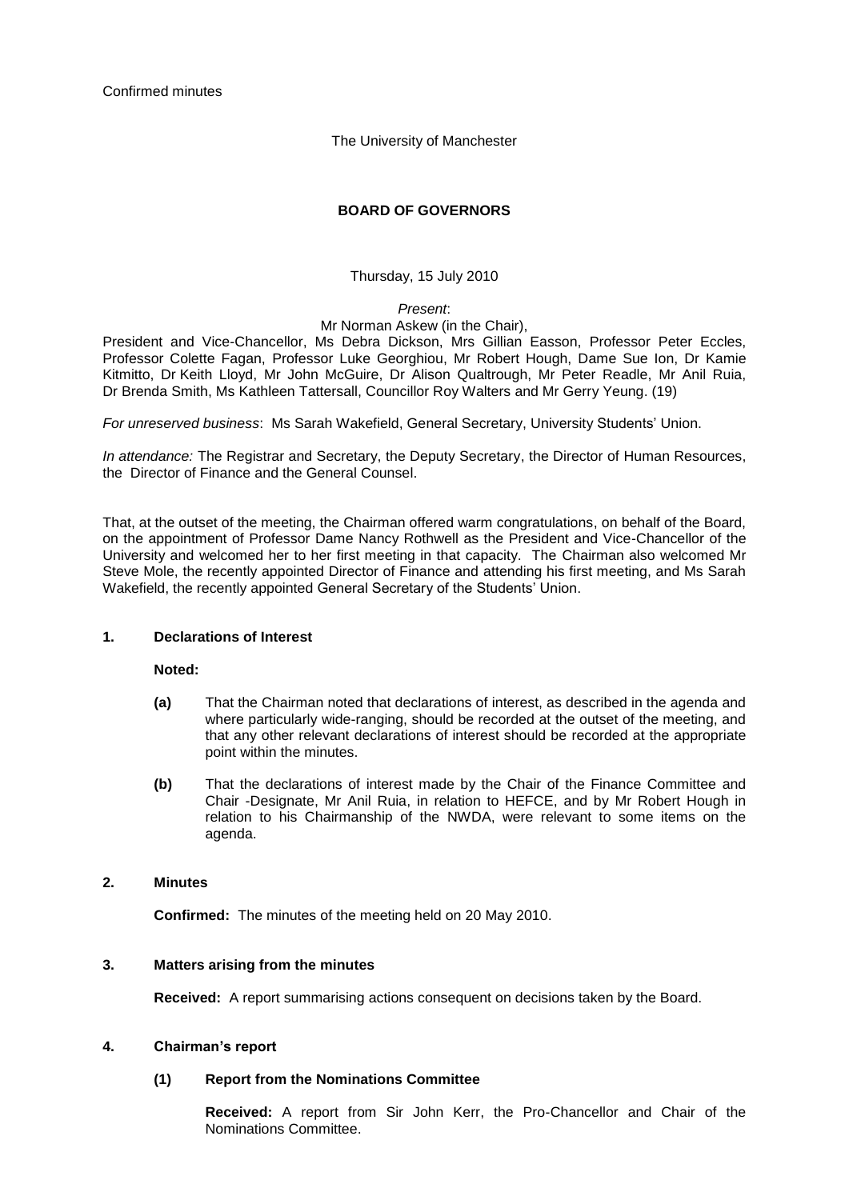Confirmed minutes

The University of Manchester

# BOARD OF GOVERNORS

Thursday, 15 July 2010

*Present*:

Mr Norman Askew (in the Chair),

President and Vice-Chancellor, Ms Debra Dickson, Mrs Gillian Easson, Professor Peter Eccles, Professor Colette Fagan, Professor Luke Georghiou, Mr Robert Hough, Dame Sue Ion, Dr Kamie Kitmitto, Dr Keith Lloyd, Mr John McGuire, Dr Alison Qualtrough, Mr Peter Readle, Mr Anil Ruia, Dr Brenda Smith, Ms Kathleen Tattersall, Councillor Roy Walters and Mr Gerry Yeung. (19)

*For unreserved business*: Ms Sarah Wakefield, General Secretary, University Students' Union.

*In attendance:* The Registrar and Secretary, the Deputy Secretary, the Director of Human Resources, the Director of Finance and the General Counsel.

That, at the outset of the meeting, the Chairman offered warm congratulations, on behalf of the Board, on the appointment of Professor Dame Nancy Rothwell as the President and Vice-Chancellor of the University and welcomed her to her first meeting in that capacity. The Chairman also welcomed Mr Steve Mole, the recently appointed Director of Finance and attending his first meeting, and Ms Sarah Wakefield, the recently appointed General Secretary of the Students' Union.

## 1. Declarations of Interest

**Noted:**

**(a)** That the Chairman noted that declarations of interest, as described in the agenda and where particularly wide-ranging, should be recorded at the outset of the meeting, and that any other relevant declarations of interest should be recorded at the appropriate point within the minutes.

**(b)** That the declarations of interest made by the Chair of the Finance Committee and Chair -Designate, Mr Anil Ruia, in relation to HEFCE, and by Mr Robert Hough in relation to his Chairmanship of the NWDA, were relevant to some items on the agenda.

## 2. Minutes

**Confirmed:** The minutes of the meeting held on 20 May 2010.

## 3. Matters arising from the minutes

**Received:** A report summarising actions consequent on decisions taken by the Board.

## 4. Chairman's report

### (1) Report from the Nominations Committee

**Received:** A report from Sir John Kerr, the Pro-Chancellor and Chair of the Nominations Committee.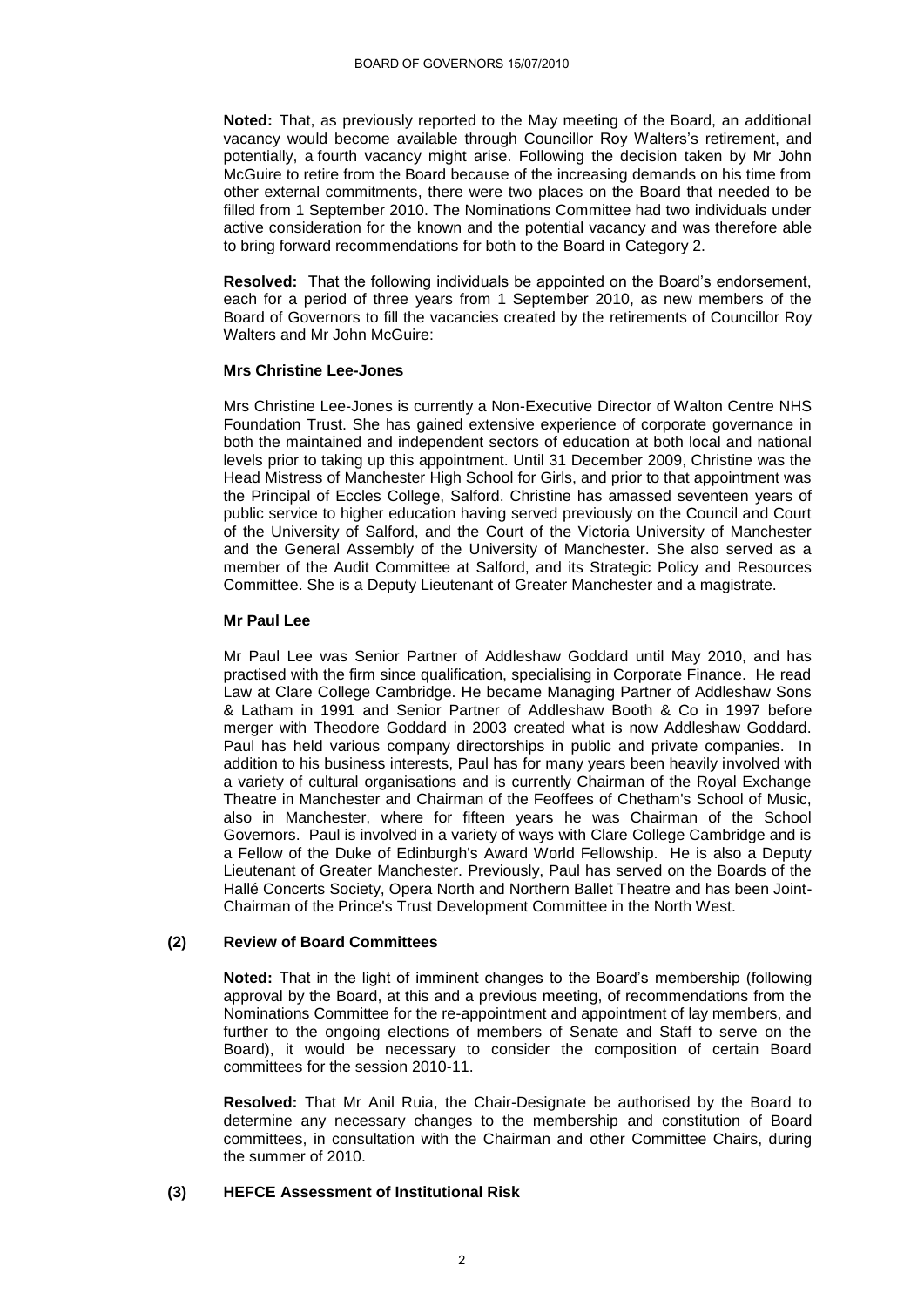**Noted:** That, as previously reported to the May meeting of the Board, an additional vacancy would become available through Councillor Roy Walters's retirement, and potentially, a fourth vacancy might arise. Following the decision taken by Mr John McGuire to retire from the Board because of the increasing demands on his time from other external commitments, there were two places on the Board that needed to be filled from 1 September 2010. The Nominations Committee had two individuals under active consideration for the known and the potential vacancy and was therefore able to bring forward recommendations for both to the Board in Category 2.

**Resolved:** That the following individuals be appointed on the Board's endorsement, each for a period of three years from 1 September 2010, as new members of the Board of Governors to fill the vacancies created by the retirements of Councillor Roy Walters and Mr John McGuire:

**Mrs Christine Lee-Jones**

Mrs Christine Lee-Jones is currently a Non-Executive Director of Walton Centre NHS Foundation Trust. She has gained extensive experience of corporate governance in both the maintained and independent sectors of education at both local and national levels prior to taking up this appointment. Until 31 December 2009, Christine was the Head Mistress of Manchester High School for Girls, and prior to that appointment was the Principal of Eccles College, Salford. Christine has amassed seventeen years of public service to higher education having served previously on the Council and Court of the University of Salford, and the Court of the Victoria University of Manchester and the General Assembly of the University of Manchester. She also served as a member of the Audit Committee at Salford, and its Strategic Policy and Resources Committee. She is a Deputy Lieutenant of Greater Manchester and a magistrate.

**Mr Paul Lee**

Mr Paul Lee was Senior Partner of Addleshaw Goddard until May 2010, and has practised with the firm since qualification, specialising in Corporate Finance. He read Law at Clare College Cambridge. He became Managing Partner of Addleshaw Sons & Latham in 1991 and Senior Partner of Addleshaw Booth & Co in 1997 before merger with Theodore Goddard in 2003 created what is now Addleshaw Goddard. Paul has held various company directorships in public and private companies. In addition to his business interests, Paul has for many years been heavily involved with a variety of cultural organisations and is currently Chairman of the Royal Exchange Theatre in Manchester and Chairman of the Feoffees of Chetham's School of Music, also in Manchester, where for fifteen years he was Chairman of the School Governors. Paul is involved in a variety of ways with Clare College Cambridge and is a Fellow of the Duke of Edinburgh's Award World Fellowship. He is also a Deputy Lieutenant of Greater Manchester. Previously, Paul has served on the Boards of the Hallé Concerts Society, Opera North and Northern Ballet Theatre and has been Joint-Chairman of the Prince's Trust Development Committee in the North West.

### (2) Review of Board Committees

**Noted:** That in the light of imminent changes to the Board's membership (following approval by the Board, at this and a previous meeting, of recommendations from the Nominations Committee for the re-appointment and appointment of lay members, and further to the ongoing elections of members of Senate and Staff to serve on the Board), it would be necessary to consider the composition of certain Board committees for the session 2010-11.

**Resolved:** That Mr Anil Ruia, the Chair-Designate be authorised by the Board to determine any necessary changes to the membership and constitution of Board committees, in consultation with the Chairman and other Committee Chairs, during the summer of 2010.

### (3) HEFCE Assessment of Institutional Risk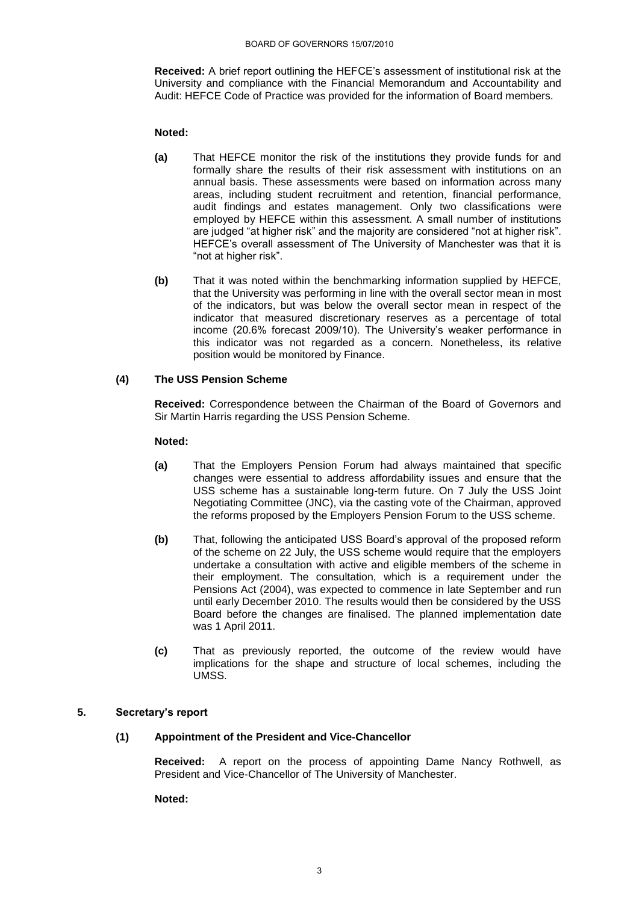**Received:** A brief report outlining the HEFCE's assessment of institutional risk at the University and compliance with the Financial Memorandum and Accountability and Audit: HEFCE Code of Practice was provided for the information of Board members.

**Noted:**

**(a)** That HEFCE monitor the risk of the institutions they provide funds for and formally share the results of their risk assessment with institutions on an annual basis. These assessments were based on information across many areas, including student recruitment and retention, financial performance, audit findings and estates management. Only two classifications were employed by HEFCE within this assessment. A small number of institutions are judged "at higher risk" and the majority are considered "not at higher risk". HEFCE's overall assessment of The University of Manchester was that it is "not at higher risk".

**(b)** That it was noted within the benchmarking information supplied by HEFCE, that the University was performing in line with the overall sector mean in most of the indicators, but was below the overall sector mean in respect of the indicator that measured discretionary reserves as a percentage of total income (20.6% forecast 2009/10). The University's weaker performance in this indicator was not regarded as a concern. Nonetheless, its relative position would be monitored by Finance.

### (4) The USS Pension Scheme

**Received:** Correspondence between the Chairman of the Board of Governors and Sir Martin Harris regarding the USS Pension Scheme.

**Noted:**

**(a)** That the Employers Pension Forum had always maintained that specific changes were essential to address affordability issues and ensure that the USS scheme has a sustainable long-term future. On 7 July the USS Joint Negotiating Committee (JNC), via the casting vote of the Chairman, approved the reforms proposed by the Employers Pension Forum to the USS scheme.

**(b)** That, following the anticipated USS Board's approval of the proposed reform of the scheme on 22 July, the USS scheme would require that the employers undertake a consultation with active and eligible members of the scheme in their employment. The consultation, which is a requirement under the Pensions Act (2004), was expected to commence in late September and run until early December 2010. The results would then be considered by the USS Board before the changes are finalised. The planned implementation date was 1 April 2011.

**(c)** That as previously reported, the outcome of the review would have implications for the shape and structure of local schemes, including the UMSS.

## 5. Secretary's report

### (1) Appointment of the President and Vice-Chancellor

**Received:** A report on the process of appointing Dame Nancy Rothwell, as President and Vice-Chancellor of The University of Manchester.

**Noted:**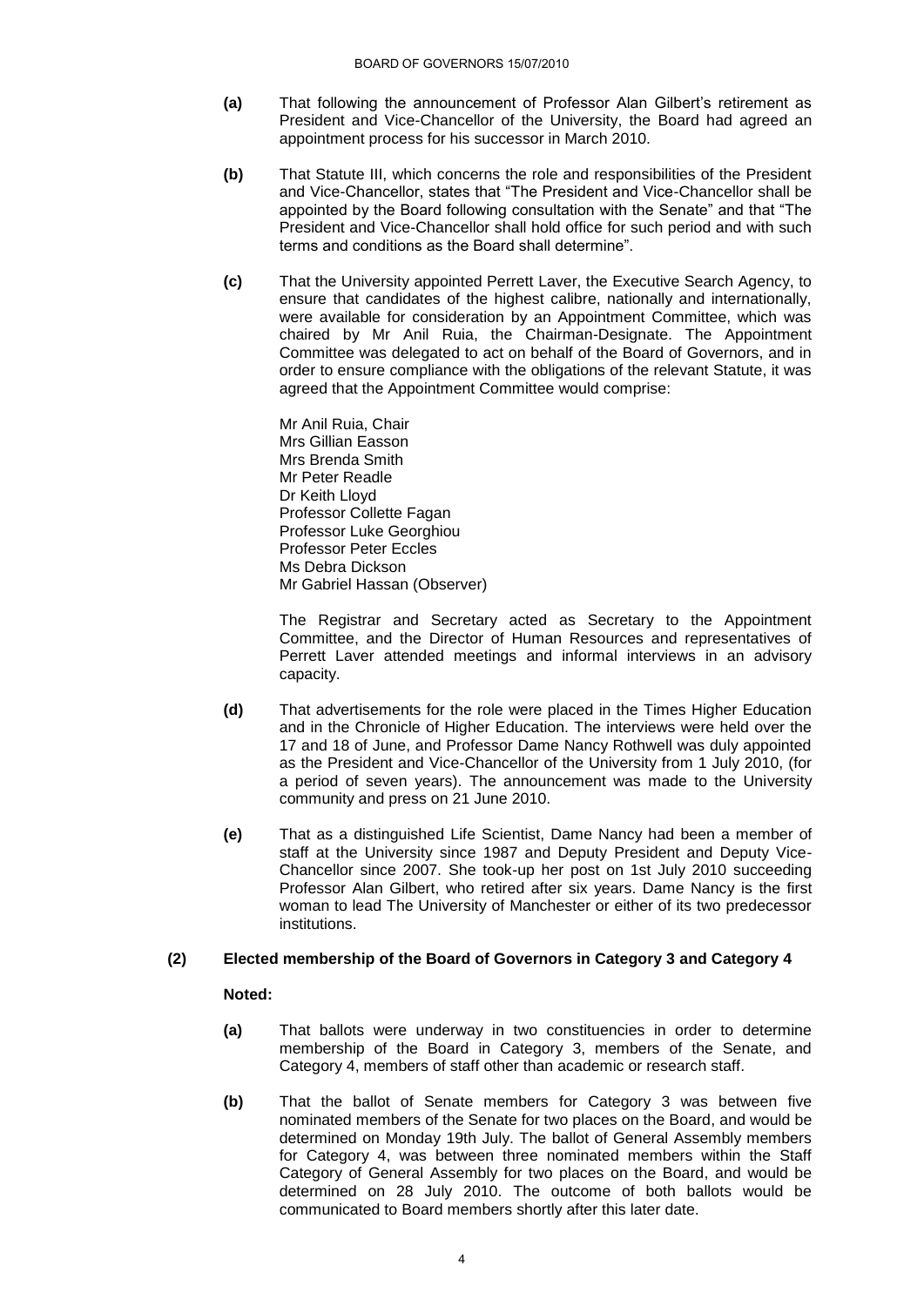**(a)** That following the announcement of Professor Alan Gilbert's retirement as President and Vice-Chancellor of the University, the Board had agreed an appointment process for his successor in March 2010.

**(b)** That Statute III, which concerns the role and responsibilities of the President and Vice-Chancellor, states that "The President and Vice-Chancellor shall be appointed by the Board following consultation with the Senate" and that "The President and Vice-Chancellor shall hold office for such period and with such terms and conditions as the Board shall determine".

**(c)** That the University appointed Perrett Laver, the Executive Search Agency, to ensure that candidates of the highest calibre, nationally and internationally, were available for consideration by an Appointment Committee, which was chaired by Mr Anil Ruia, the Chairman-Designate. The Appointment Committee was delegated to act on behalf of the Board of Governors, and in order to ensure compliance with the obligations of the relevant Statute, it was agreed that the Appointment Committee would comprise:

Mr Anil Ruia, Chair
Mrs Gillian Easson
Mrs Brenda Smith
Mr Peter Readle
Dr Keith Lloyd
Professor Collette Fagan
Professor Luke Georghiou
Professor Peter Eccles
Ms Debra Dickson
Mr Gabriel Hassan (Observer)

The Registrar and Secretary acted as Secretary to the Appointment Committee, and the Director of Human Resources and representatives of Perrett Laver attended meetings and informal interviews in an advisory capacity.

**(d)** That advertisements for the role were placed in the Times Higher Education and in the Chronicle of Higher Education. The interviews were held over the 17 and 18 of June, and Professor Dame Nancy Rothwell was duly appointed as the President and Vice-Chancellor of the University from 1 July 2010, (for a period of seven years). The announcement was made to the University community and press on 21 June 2010.

**(e)** That as a distinguished Life Scientist, Dame Nancy had been a member of staff at the University since 1987 and Deputy President and Deputy Vice-Chancellor since 2007. She took-up her post on 1st July 2010 succeeding Professor Alan Gilbert, who retired after six years. Dame Nancy is the first woman to lead The University of Manchester or either of its two predecessor institutions.

**(2) Elected membership of the Board of Governors in Category 3 and Category 4**

**Noted:**

**(a)** That ballots were underway in two constituencies in order to determine membership of the Board in Category 3, members of the Senate, and Category 4, members of staff other than academic or research staff.

**(b)** That the ballot of Senate members for Category 3 was between five nominated members of the Senate for two places on the Board, and would be determined on Monday 19th July. The ballot of General Assembly members for Category 4, was between three nominated members within the Staff Category of General Assembly for two places on the Board, and would be determined on 28 July 2010. The outcome of both ballots would be communicated to Board members shortly after this later date.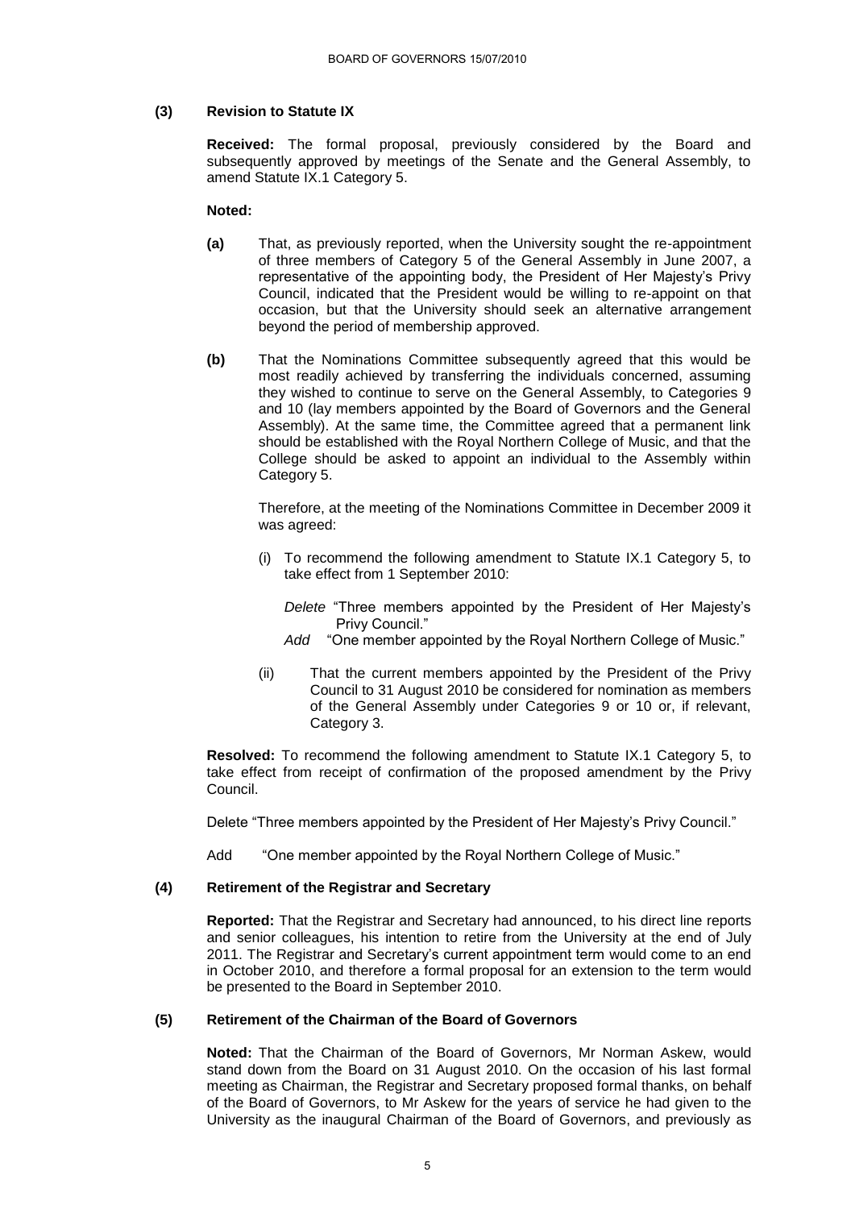### (3) Revision to Statute IX

**Received:** The formal proposal, previously considered by the Board and subsequently approved by meetings of the Senate and the General Assembly, to amend Statute IX.1 Category 5.

**Noted:**

**(a)** That, as previously reported, when the University sought the re-appointment of three members of Category 5 of the General Assembly in June 2007, a representative of the appointing body, the President of Her Majesty's Privy Council, indicated that the President would be willing to re-appoint on that occasion, but that the University should seek an alternative arrangement beyond the period of membership approved.

**(b)** That the Nominations Committee subsequently agreed that this would be most readily achieved by transferring the individuals concerned, assuming they wished to continue to serve on the General Assembly, to Categories 9 and 10 (lay members appointed by the Board of Governors and the General Assembly). At the same time, the Committee agreed that a permanent link should be established with the Royal Northern College of Music, and that the College should be asked to appoint an individual to the Assembly within Category 5.

Therefore, at the meeting of the Nominations Committee in December 2009 it was agreed:

(i) To recommend the following amendment to Statute IX.1 Category 5, to take effect from 1 September 2010:

*Delete* "Three members appointed by the President of Her Majesty's Privy Council."

*Add* "One member appointed by the Royal Northern College of Music."

(ii) That the current members appointed by the President of the Privy Council to 31 August 2010 be considered for nomination as members of the General Assembly under Categories 9 or 10 or, if relevant, Category 3.

**Resolved:** To recommend the following amendment to Statute IX.1 Category 5, to take effect from receipt of confirmation of the proposed amendment by the Privy Council.

Delete "Three members appointed by the President of Her Majesty's Privy Council."

Add "One member appointed by the Royal Northern College of Music."

### (4) Retirement of the Registrar and Secretary

**Reported:** That the Registrar and Secretary had announced, to his direct line reports and senior colleagues, his intention to retire from the University at the end of July 2011. The Registrar and Secretary's current appointment term would come to an end in October 2010, and therefore a formal proposal for an extension to the term would be presented to the Board in September 2010.

### (5) Retirement of the Chairman of the Board of Governors

**Noted:** That the Chairman of the Board of Governors, Mr Norman Askew, would stand down from the Board on 31 August 2010. On the occasion of his last formal meeting as Chairman, the Registrar and Secretary proposed formal thanks, on behalf of the Board of Governors, to Mr Askew for the years of service he had given to the University as the inaugural Chairman of the Board of Governors, and previously as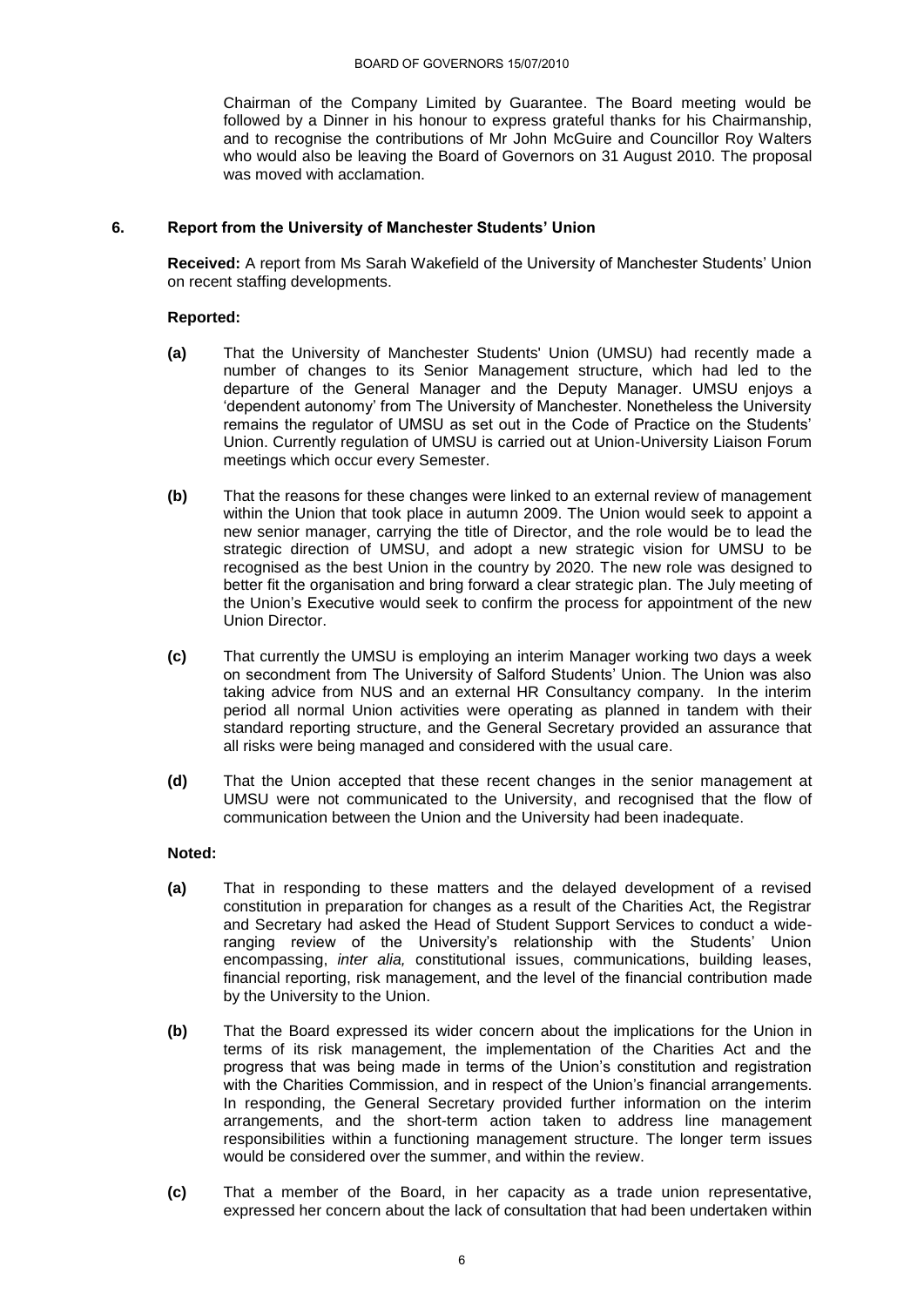Chairman of the Company Limited by Guarantee. The Board meeting would be followed by a Dinner in his honour to express grateful thanks for his Chairmanship, and to recognise the contributions of Mr John McGuire and Councillor Roy Walters who would also be leaving the Board of Governors on 31 August 2010. The proposal was moved with acclamation.

## 6. Report from the University of Manchester Students' Union

**Received:** A report from Ms Sarah Wakefield of the University of Manchester Students' Union on recent staffing developments.

**Reported:**

**(a)** That the University of Manchester Students' Union (UMSU) had recently made a number of changes to its Senior Management structure, which had led to the departure of the General Manager and the Deputy Manager. UMSU enjoys a 'dependent autonomy' from The University of Manchester. Nonetheless the University remains the regulator of UMSU as set out in the Code of Practice on the Students' Union. Currently regulation of UMSU is carried out at Union-University Liaison Forum meetings which occur every Semester.

**(b)** That the reasons for these changes were linked to an external review of management within the Union that took place in autumn 2009. The Union would seek to appoint a new senior manager, carrying the title of Director, and the role would be to lead the strategic direction of UMSU, and adopt a new strategic vision for UMSU to be recognised as the best Union in the country by 2020. The new role was designed to better fit the organisation and bring forward a clear strategic plan. The July meeting of the Union's Executive would seek to confirm the process for appointment of the new Union Director.

**(c)** That currently the UMSU is employing an interim Manager working two days a week on secondment from The University of Salford Students' Union. The Union was also taking advice from NUS and an external HR Consultancy company. In the interim period all normal Union activities were operating as planned in tandem with their standard reporting structure, and the General Secretary provided an assurance that all risks were being managed and considered with the usual care.

**(d)** That the Union accepted that these recent changes in the senior management at UMSU were not communicated to the University, and recognised that the flow of communication between the Union and the University had been inadequate.

**Noted:**

**(a)** That in responding to these matters and the delayed development of a revised constitution in preparation for changes as a result of the Charities Act, the Registrar and Secretary had asked the Head of Student Support Services to conduct a wide-ranging review of the University's relationship with the Students' Union encompassing, *inter alia,* constitutional issues, communications, building leases, financial reporting, risk management, and the level of the financial contribution made by the University to the Union.

**(b)** That the Board expressed its wider concern about the implications for the Union in terms of its risk management, the implementation of the Charities Act and the progress that was being made in terms of the Union's constitution and registration with the Charities Commission, and in respect of the Union's financial arrangements. In responding, the General Secretary provided further information on the interim arrangements, and the short-term action taken to address line management responsibilities within a functioning management structure. The longer term issues would be considered over the summer, and within the review.

**(c)** That a member of the Board, in her capacity as a trade union representative, expressed her concern about the lack of consultation that had been undertaken within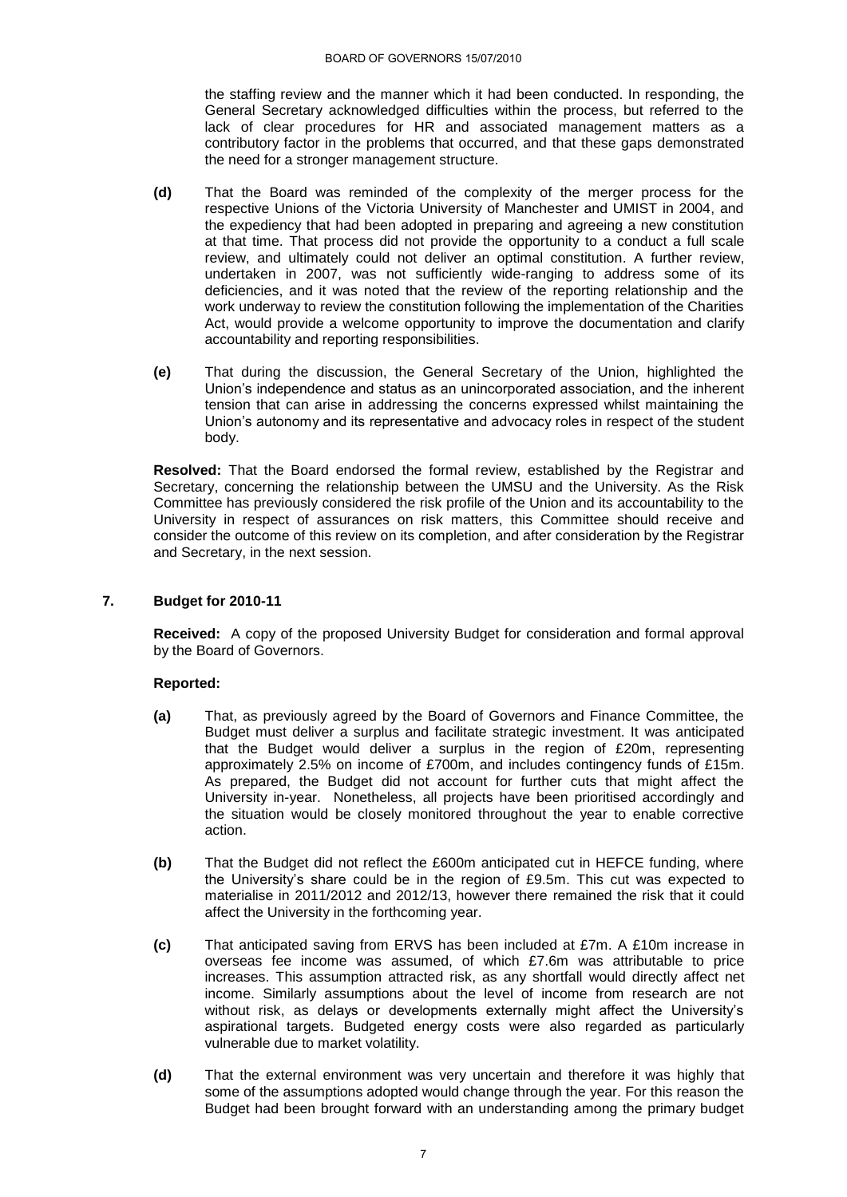the staffing review and the manner which it had been conducted. In responding, the General Secretary acknowledged difficulties within the process, but referred to the lack of clear procedures for HR and associated management matters as a contributory factor in the problems that occurred, and that these gaps demonstrated the need for a stronger management structure.

**(d)** That the Board was reminded of the complexity of the merger process for the respective Unions of the Victoria University of Manchester and UMIST in 2004, and the expediency that had been adopted in preparing and agreeing a new constitution at that time. That process did not provide the opportunity to a conduct a full scale review, and ultimately could not deliver an optimal constitution. A further review, undertaken in 2007, was not sufficiently wide-ranging to address some of its deficiencies, and it was noted that the review of the reporting relationship and the work underway to review the constitution following the implementation of the Charities Act, would provide a welcome opportunity to improve the documentation and clarify accountability and reporting responsibilities.

**(e)** That during the discussion, the General Secretary of the Union, highlighted the Union's independence and status as an unincorporated association, and the inherent tension that can arise in addressing the concerns expressed whilst maintaining the Union's autonomy and its representative and advocacy roles in respect of the student body.

**Resolved:** That the Board endorsed the formal review, established by the Registrar and Secretary, concerning the relationship between the UMSU and the University. As the Risk Committee has previously considered the risk profile of the Union and its accountability to the University in respect of assurances on risk matters, this Committee should receive and consider the outcome of this review on its completion, and after consideration by the Registrar and Secretary, in the next session.

## 7. Budget for 2010-11

**Received:** A copy of the proposed University Budget for consideration and formal approval by the Board of Governors.

**Reported:**

**(a)** That, as previously agreed by the Board of Governors and Finance Committee, the Budget must deliver a surplus and facilitate strategic investment. It was anticipated that the Budget would deliver a surplus in the region of £20m, representing approximately 2.5% on income of £700m, and includes contingency funds of £15m. As prepared, the Budget did not account for further cuts that might affect the University in-year. Nonetheless, all projects have been prioritised accordingly and the situation would be closely monitored throughout the year to enable corrective action.

**(b)** That the Budget did not reflect the £600m anticipated cut in HEFCE funding, where the University's share could be in the region of £9.5m. This cut was expected to materialise in 2011/2012 and 2012/13, however there remained the risk that it could affect the University in the forthcoming year.

**(c)** That anticipated saving from ERVS has been included at £7m. A £10m increase in overseas fee income was assumed, of which £7.6m was attributable to price increases. This assumption attracted risk, as any shortfall would directly affect net income. Similarly assumptions about the level of income from research are not without risk, as delays or developments externally might affect the University's aspirational targets. Budgeted energy costs were also regarded as particularly vulnerable due to market volatility.

**(d)** That the external environment was very uncertain and therefore it was highly that some of the assumptions adopted would change through the year. For this reason the Budget had been brought forward with an understanding among the primary budget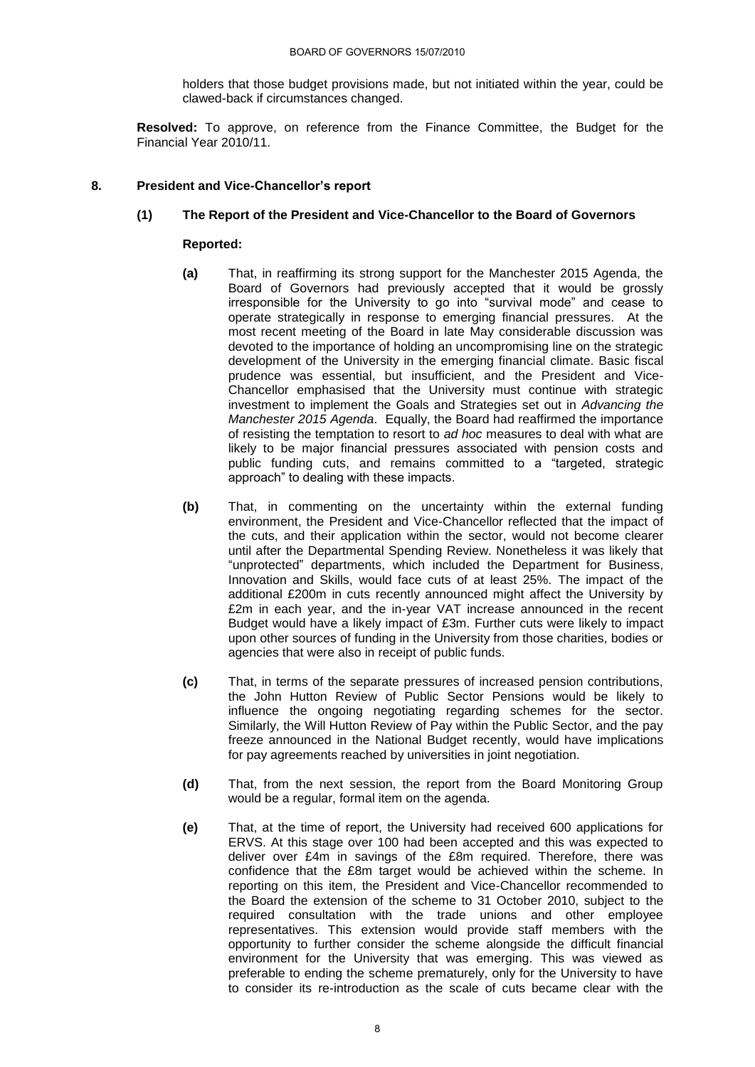holders that those budget provisions made, but not initiated within the year, could be clawed-back if circumstances changed.

**Resolved:** To approve, on reference from the Finance Committee, the Budget for the Financial Year 2010/11.

## 8. President and Vice-Chancellor's report

### (1) The Report of the President and Vice-Chancellor to the Board of Governors

**Reported:**

**(a)** That, in reaffirming its strong support for the Manchester 2015 Agenda, the Board of Governors had previously accepted that it would be grossly irresponsible for the University to go into "survival mode" and cease to operate strategically in response to emerging financial pressures. At the most recent meeting of the Board in late May considerable discussion was devoted to the importance of holding an uncompromising line on the strategic development of the University in the emerging financial climate. Basic fiscal prudence was essential, but insufficient, and the President and Vice-Chancellor emphasised that the University must continue with strategic investment to implement the Goals and Strategies set out in *Advancing the Manchester 2015 Agenda*. Equally, the Board had reaffirmed the importance of resisting the temptation to resort to *ad hoc* measures to deal with what are likely to be major financial pressures associated with pension costs and public funding cuts, and remains committed to a "targeted, strategic approach" to dealing with these impacts.

**(b)** That, in commenting on the uncertainty within the external funding environment, the President and Vice-Chancellor reflected that the impact of the cuts, and their application within the sector, would not become clearer until after the Departmental Spending Review. Nonetheless it was likely that "unprotected" departments, which included the Department for Business, Innovation and Skills, would face cuts of at least 25%. The impact of the additional £200m in cuts recently announced might affect the University by £2m in each year, and the in-year VAT increase announced in the recent Budget would have a likely impact of £3m. Further cuts were likely to impact upon other sources of funding in the University from those charities, bodies or agencies that were also in receipt of public funds.

**(c)** That, in terms of the separate pressures of increased pension contributions, the John Hutton Review of Public Sector Pensions would be likely to influence the ongoing negotiating regarding schemes for the sector. Similarly, the Will Hutton Review of Pay within the Public Sector, and the pay freeze announced in the National Budget recently, would have implications for pay agreements reached by universities in joint negotiation.

**(d)** That, from the next session, the report from the Board Monitoring Group would be a regular, formal item on the agenda.

**(e)** That, at the time of report, the University had received 600 applications for ERVS. At this stage over 100 had been accepted and this was expected to deliver over £4m in savings of the £8m required. Therefore, there was confidence that the £8m target would be achieved within the scheme. In reporting on this item, the President and Vice-Chancellor recommended to the Board the extension of the scheme to 31 October 2010, subject to the required consultation with the trade unions and other employee representatives. This extension would provide staff members with the opportunity to further consider the scheme alongside the difficult financial environment for the University that was emerging. This was viewed as preferable to ending the scheme prematurely, only for the University to have to consider its re-introduction as the scale of cuts became clear with the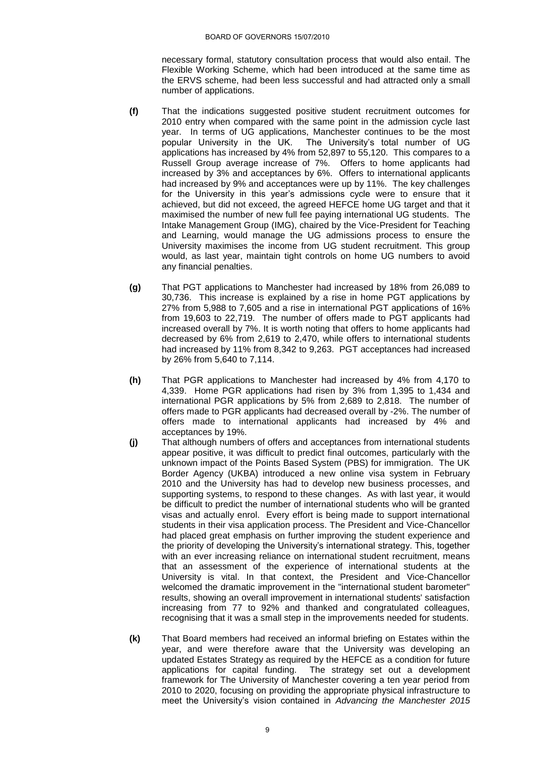necessary formal, statutory consultation process that would also entail. The Flexible Working Scheme, which had been introduced at the same time as the ERVS scheme, had been less successful and had attracted only a small number of applications.

**(f)** That the indications suggested positive student recruitment outcomes for 2010 entry when compared with the same point in the admission cycle last year. In terms of UG applications, Manchester continues to be the most popular University in the UK. The University's total number of UG applications has increased by 4% from 52,897 to 55,120. This compares to a Russell Group average increase of 7%. Offers to home applicants had increased by 3% and acceptances by 6%. Offers to international applicants had increased by 9% and acceptances were up by 11%. The key challenges for the University in this year's admissions cycle were to ensure that it achieved, but did not exceed, the agreed HEFCE home UG target and that it maximised the number of new full fee paying international UG students. The Intake Management Group (IMG), chaired by the Vice-President for Teaching and Learning, would manage the UG admissions process to ensure the University maximises the income from UG student recruitment. This group would, as last year, maintain tight controls on home UG numbers to avoid any financial penalties.

**(g)** That PGT applications to Manchester had increased by 18% from 26,089 to 30,736. This increase is explained by a rise in home PGT applications by 27% from 5,988 to 7,605 and a rise in international PGT applications of 16% from 19,603 to 22,719. The number of offers made to PGT applicants had increased overall by 7%. It is worth noting that offers to home applicants had decreased by 6% from 2,619 to 2,470, while offers to international students had increased by 11% from 8,342 to 9,263. PGT acceptances had increased by 26% from 5,640 to 7,114.

**(h)** That PGR applications to Manchester had increased by 4% from 4,170 to 4,339. Home PGR applications had risen by 3% from 1,395 to 1,434 and international PGR applications by 5% from 2,689 to 2,818. The number of offers made to PGR applicants had decreased overall by -2%. The number of offers made to international applicants had increased by 4% and acceptances by 19%.

**(j)** That although numbers of offers and acceptances from international students appear positive, it was difficult to predict final outcomes, particularly with the unknown impact of the Points Based System (PBS) for immigration. The UK Border Agency (UKBA) introduced a new online visa system in February 2010 and the University has had to develop new business processes, and supporting systems, to respond to these changes. As with last year, it would be difficult to predict the number of international students who will be granted visas and actually enrol. Every effort is being made to support international students in their visa application process. The President and Vice-Chancellor had placed great emphasis on further improving the student experience and the priority of developing the University's international strategy. This, together with an ever increasing reliance on international student recruitment, means that an assessment of the experience of international students at the University is vital. In that context, the President and Vice-Chancellor welcomed the dramatic improvement in the "international student barometer" results, showing an overall improvement in international students' satisfaction increasing from 77 to 92% and thanked and congratulated colleagues, recognising that it was a small step in the improvements needed for students.

**(k)** That Board members had received an informal briefing on Estates within the year, and were therefore aware that the University was developing an updated Estates Strategy as required by the HEFCE as a condition for future applications for capital funding. The strategy set out a development framework for The University of Manchester covering a ten year period from 2010 to 2020, focusing on providing the appropriate physical infrastructure to meet the University's vision contained in *Advancing the Manchester 2015*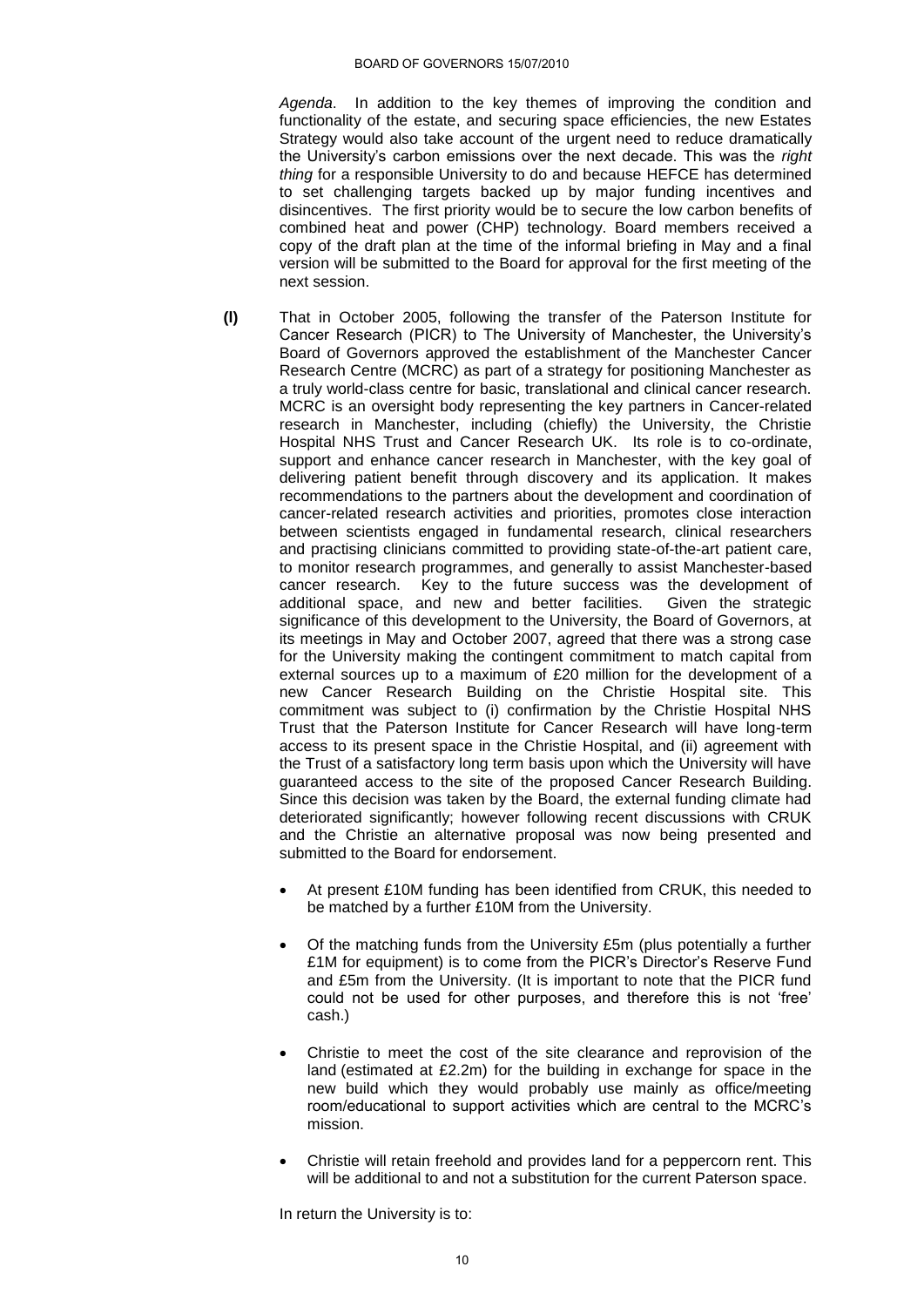*Agenda*. In addition to the key themes of improving the condition and functionality of the estate, and securing space efficiencies, the new Estates Strategy would also take account of the urgent need to reduce dramatically the University's carbon emissions over the next decade. This was the *right thing* for a responsible University to do and because HEFCE has determined to set challenging targets backed up by major funding incentives and disincentives. The first priority would be to secure the low carbon benefits of combined heat and power (CHP) technology. Board members received a copy of the draft plan at the time of the informal briefing in May and a final version will be submitted to the Board for approval for the first meeting of the next session.

**(l)** That in October 2005, following the transfer of the Paterson Institute for Cancer Research (PICR) to The University of Manchester, the University's Board of Governors approved the establishment of the Manchester Cancer Research Centre (MCRC) as part of a strategy for positioning Manchester as a truly world-class centre for basic, translational and clinical cancer research. MCRC is an oversight body representing the key partners in Cancer-related research in Manchester, including (chiefly) the University, the Christie Hospital NHS Trust and Cancer Research UK. Its role is to co-ordinate, support and enhance cancer research in Manchester, with the key goal of delivering patient benefit through discovery and its application. It makes recommendations to the partners about the development and coordination of cancer-related research activities and priorities, promotes close interaction between scientists engaged in fundamental research, clinical researchers and practising clinicians committed to providing state-of-the-art patient care, to monitor research programmes, and generally to assist Manchester-based cancer research. Key to the future success was the development of additional space, and new and better facilities. Given the strategic significance of this development to the University, the Board of Governors, at its meetings in May and October 2007, agreed that there was a strong case for the University making the contingent commitment to match capital from external sources up to a maximum of £20 million for the development of a new Cancer Research Building on the Christie Hospital site. This commitment was subject to (i) confirmation by the Christie Hospital NHS Trust that the Paterson Institute for Cancer Research will have long-term access to its present space in the Christie Hospital, and (ii) agreement with the Trust of a satisfactory long term basis upon which the University will have guaranteed access to the site of the proposed Cancer Research Building. Since this decision was taken by the Board, the external funding climate had deteriorated significantly; however following recent discussions with CRUK and the Christie an alternative proposal was now being presented and submitted to the Board for endorsement.

- At present £10M funding has been identified from CRUK, this needed to be matched by a further £10M from the University.
- Of the matching funds from the University £5m (plus potentially a further £1M for equipment) is to come from the PICR's Director's Reserve Fund and £5m from the University. (It is important to note that the PICR fund could not be used for other purposes, and therefore this is not 'free' cash.)
- Christie to meet the cost of the site clearance and reprovision of the land (estimated at £2.2m) for the building in exchange for space in the new build which they would probably use mainly as office/meeting room/educational to support activities which are central to the MCRC's mission.
- Christie will retain freehold and provides land for a peppercorn rent. This will be additional to and not a substitution for the current Paterson space.

In return the University is to: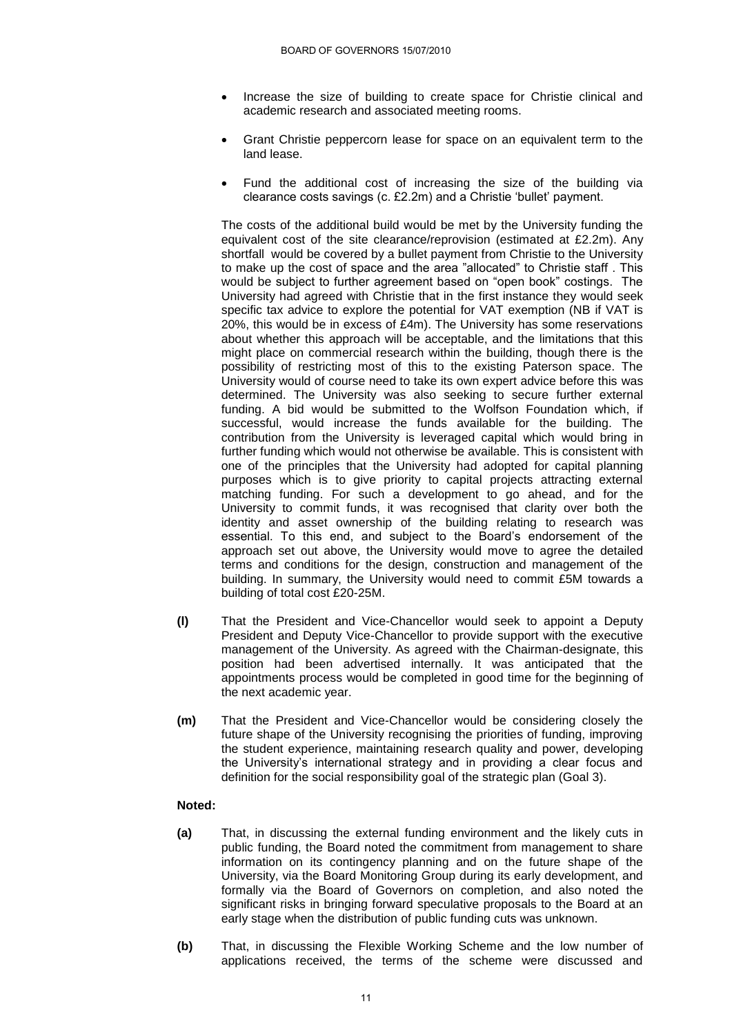- Increase the size of building to create space for Christie clinical and academic research and associated meeting rooms.

- Grant Christie peppercorn lease for space on an equivalent term to the land lease.

- Fund the additional cost of increasing the size of the building via clearance costs savings (c. £2.2m) and a Christie 'bullet' payment.

The costs of the additional build would be met by the University funding the equivalent cost of the site clearance/reprovision (estimated at £2.2m). Any shortfall would be covered by a bullet payment from Christie to the University to make up the cost of space and the area "allocated" to Christie staff . This would be subject to further agreement based on "open book" costings. The University had agreed with Christie that in the first instance they would seek specific tax advice to explore the potential for VAT exemption (NB if VAT is 20%, this would be in excess of £4m). The University has some reservations about whether this approach will be acceptable, and the limitations that this might place on commercial research within the building, though there is the possibility of restricting most of this to the existing Paterson space. The University would of course need to take its own expert advice before this was determined. The University was also seeking to secure further external funding. A bid would be submitted to the Wolfson Foundation which, if successful, would increase the funds available for the building. The contribution from the University is leveraged capital which would bring in further funding which would not otherwise be available. This is consistent with one of the principles that the University had adopted for capital planning purposes which is to give priority to capital projects attracting external matching funding. For such a development to go ahead, and for the University to commit funds, it was recognised that clarity over both the identity and asset ownership of the building relating to research was essential. To this end, and subject to the Board's endorsement of the approach set out above, the University would move to agree the detailed terms and conditions for the design, construction and management of the building. In summary, the University would need to commit £5M towards a building of total cost £20-25M.

**(l)** That the President and Vice-Chancellor would seek to appoint a Deputy President and Deputy Vice-Chancellor to provide support with the executive management of the University. As agreed with the Chairman-designate, this position had been advertised internally. It was anticipated that the appointments process would be completed in good time for the beginning of the next academic year.

**(m)** That the President and Vice-Chancellor would be considering closely the future shape of the University recognising the priorities of funding, improving the student experience, maintaining research quality and power, developing the University's international strategy and in providing a clear focus and definition for the social responsibility goal of the strategic plan (Goal 3).

**Noted:**

**(a)** That, in discussing the external funding environment and the likely cuts in public funding, the Board noted the commitment from management to share information on its contingency planning and on the future shape of the University, via the Board Monitoring Group during its early development, and formally via the Board of Governors on completion, and also noted the significant risks in bringing forward speculative proposals to the Board at an early stage when the distribution of public funding cuts was unknown.

**(b)** That, in discussing the Flexible Working Scheme and the low number of applications received, the terms of the scheme were discussed and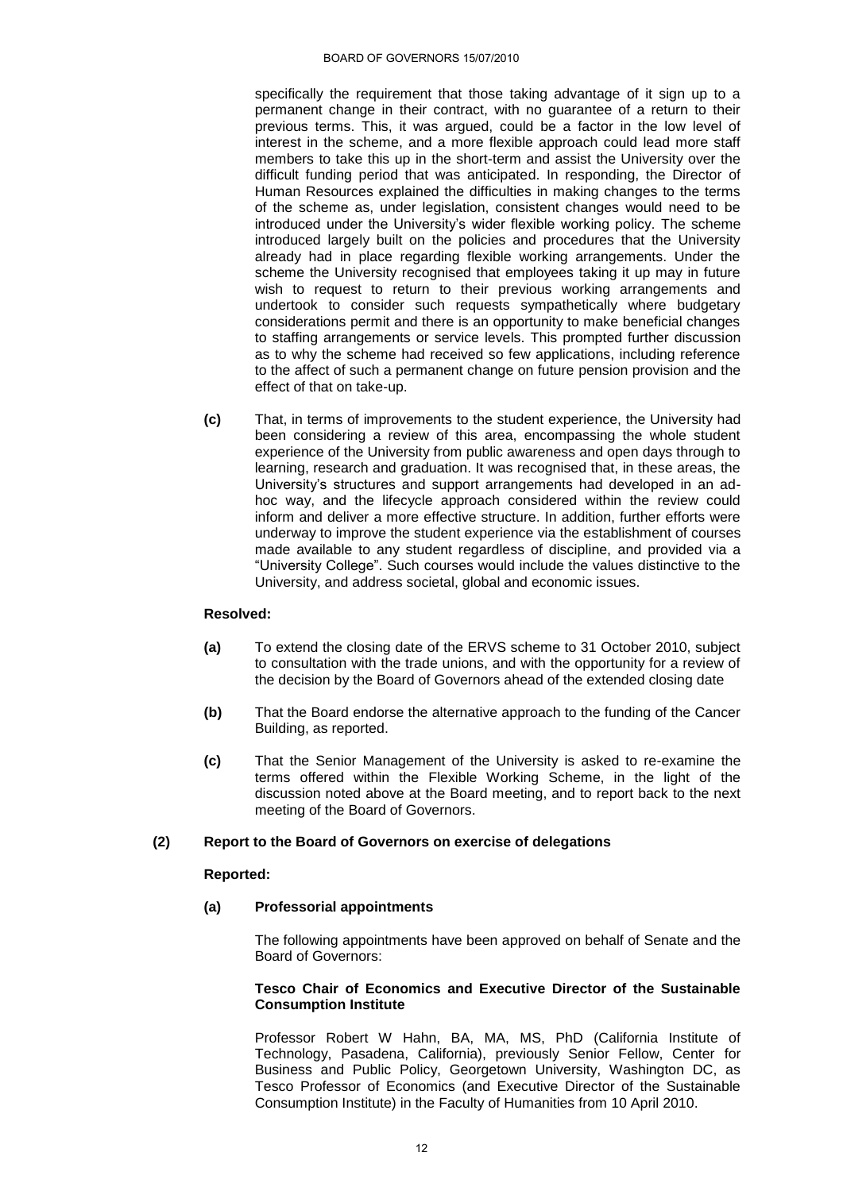specifically the requirement that those taking advantage of it sign up to a permanent change in their contract, with no guarantee of a return to their previous terms. This, it was argued, could be a factor in the low level of interest in the scheme, and a more flexible approach could lead more staff members to take this up in the short-term and assist the University over the difficult funding period that was anticipated. In responding, the Director of Human Resources explained the difficulties in making changes to the terms of the scheme as, under legislation, consistent changes would need to be introduced under the University's wider flexible working policy. The scheme introduced largely built on the policies and procedures that the University already had in place regarding flexible working arrangements. Under the scheme the University recognised that employees taking it up may in future wish to request to return to their previous working arrangements and undertook to consider such requests sympathetically where budgetary considerations permit and there is an opportunity to make beneficial changes to staffing arrangements or service levels. This prompted further discussion as to why the scheme had received so few applications, including reference to the affect of such a permanent change on future pension provision and the effect of that on take-up.

**(c)** That, in terms of improvements to the student experience, the University had been considering a review of this area, encompassing the whole student experience of the University from public awareness and open days through to learning, research and graduation. It was recognised that, in these areas, the University's structures and support arrangements had developed in an ad-hoc way, and the lifecycle approach considered within the review could inform and deliver a more effective structure. In addition, further efforts were underway to improve the student experience via the establishment of courses made available to any student regardless of discipline, and provided via a "University College". Such courses would include the values distinctive to the University, and address societal, global and economic issues.

**Resolved:**

**(a)** To extend the closing date of the ERVS scheme to 31 October 2010, subject to consultation with the trade unions, and with the opportunity for a review of the decision by the Board of Governors ahead of the extended closing date

**(b)** That the Board endorse the alternative approach to the funding of the Cancer Building, as reported.

**(c)** That the Senior Management of the University is asked to re-examine the terms offered within the Flexible Working Scheme, in the light of the discussion noted above at the Board meeting, and to report back to the next meeting of the Board of Governors.

**(2) Report to the Board of Governors on exercise of delegations**

**Reported:**

**(a) Professorial appointments**

The following appointments have been approved on behalf of Senate and the Board of Governors:

**Tesco Chair of Economics and Executive Director of the Sustainable Consumption Institute**

Professor Robert W Hahn, BA, MA, MS, PhD (California Institute of Technology, Pasadena, California), previously Senior Fellow, Center for Business and Public Policy, Georgetown University, Washington DC, as Tesco Professor of Economics (and Executive Director of the Sustainable Consumption Institute) in the Faculty of Humanities from 10 April 2010.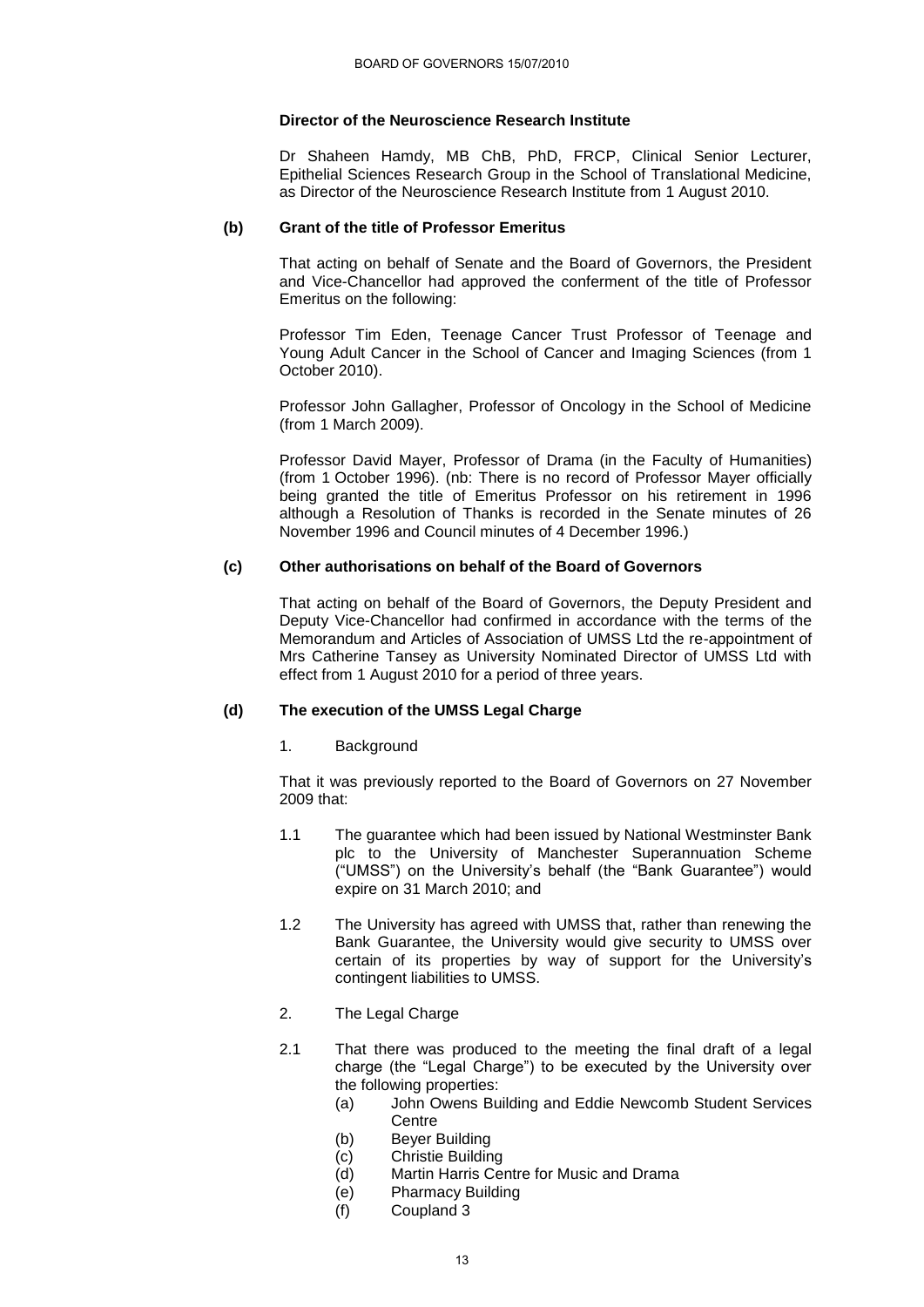**Director of the Neuroscience Research Institute**

Dr Shaheen Hamdy, MB ChB, PhD, FRCP, Clinical Senior Lecturer, Epithelial Sciences Research Group in the School of Translational Medicine, as Director of the Neuroscience Research Institute from 1 August 2010.

**(b) Grant of the title of Professor Emeritus**

That acting on behalf of Senate and the Board of Governors, the President and Vice-Chancellor had approved the conferment of the title of Professor Emeritus on the following:

Professor Tim Eden, Teenage Cancer Trust Professor of Teenage and Young Adult Cancer in the School of Cancer and Imaging Sciences (from 1 October 2010).

Professor John Gallagher, Professor of Oncology in the School of Medicine (from 1 March 2009).

Professor David Mayer, Professor of Drama (in the Faculty of Humanities) (from 1 October 1996). (nb: There is no record of Professor Mayer officially being granted the title of Emeritus Professor on his retirement in 1996 although a Resolution of Thanks is recorded in the Senate minutes of 26 November 1996 and Council minutes of 4 December 1996.)

**(c) Other authorisations on behalf of the Board of Governors**

That acting on behalf of the Board of Governors, the Deputy President and Deputy Vice-Chancellor had confirmed in accordance with the terms of the Memorandum and Articles of Association of UMSS Ltd the re-appointment of Mrs Catherine Tansey as University Nominated Director of UMSS Ltd with effect from 1 August 2010 for a period of three years.

**(d) The execution of the UMSS Legal Charge**

1. Background

That it was previously reported to the Board of Governors on 27 November 2009 that:

1.1 The guarantee which had been issued by National Westminster Bank plc to the University of Manchester Superannuation Scheme ("UMSS") on the University's behalf (the "Bank Guarantee") would expire on 31 March 2010; and

1.2 The University has agreed with UMSS that, rather than renewing the Bank Guarantee, the University would give security to UMSS over certain of its properties by way of support for the University's contingent liabilities to UMSS.

2. The Legal Charge

2.1 That there was produced to the meeting the final draft of a legal charge (the "Legal Charge") to be executed by the University over the following properties:

- (a) John Owens Building and Eddie Newcomb Student Services Centre
- (b) Beyer Building
- (c) Christie Building
- (d) Martin Harris Centre for Music and Drama
- (e) Pharmacy Building
- (f) Coupland 3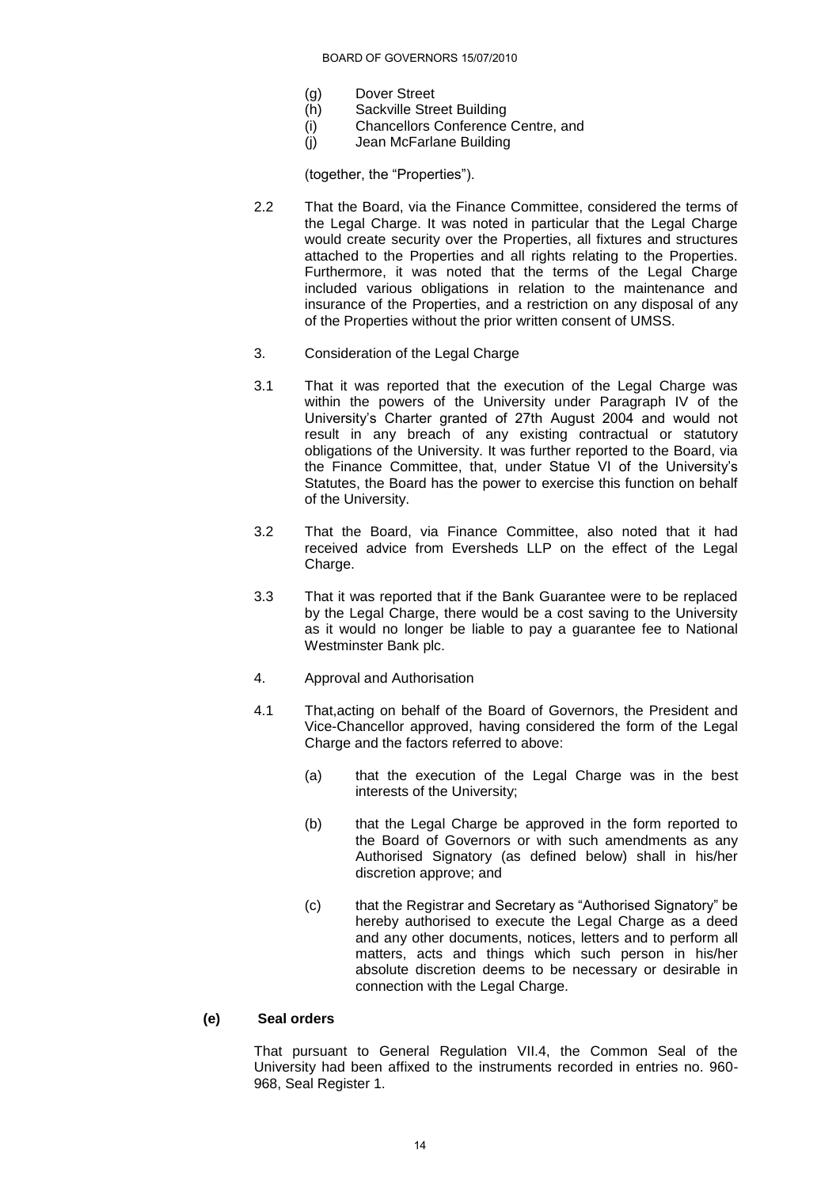(g) Dover Street
(h) Sackville Street Building
(i) Chancellors Conference Centre, and
(j) Jean McFarlane Building

(together, the "Properties").

2.2 That the Board, via the Finance Committee, considered the terms of the Legal Charge. It was noted in particular that the Legal Charge would create security over the Properties, all fixtures and structures attached to the Properties and all rights relating to the Properties. Furthermore, it was noted that the terms of the Legal Charge included various obligations in relation to the maintenance and insurance of the Properties, and a restriction on any disposal of any of the Properties without the prior written consent of UMSS.

3. Consideration of the Legal Charge

3.1 That it was reported that the execution of the Legal Charge was within the powers of the University under Paragraph IV of the University's Charter granted of 27th August 2004 and would not result in any breach of any existing contractual or statutory obligations of the University. It was further reported to the Board, via the Finance Committee, that, under Statue VI of the University's Statutes, the Board has the power to exercise this function on behalf of the University.

3.2 That the Board, via Finance Committee, also noted that it had received advice from Eversheds LLP on the effect of the Legal Charge.

3.3 That it was reported that if the Bank Guarantee were to be replaced by the Legal Charge, there would be a cost saving to the University as it would no longer be liable to pay a guarantee fee to National Westminster Bank plc.

4. Approval and Authorisation

4.1 That,acting on behalf of the Board of Governors, the President and Vice-Chancellor approved, having considered the form of the Legal Charge and the factors referred to above:

(a) that the execution of the Legal Charge was in the best interests of the University;

(b) that the Legal Charge be approved in the form reported to the Board of Governors or with such amendments as any Authorised Signatory (as defined below) shall in his/her discretion approve; and

(c) that the Registrar and Secretary as "Authorised Signatory" be hereby authorised to execute the Legal Charge as a deed and any other documents, notices, letters and to perform all matters, acts and things which such person in his/her absolute discretion deems to be necessary or desirable in connection with the Legal Charge.

**(e) Seal orders**

That pursuant to General Regulation VII.4, the Common Seal of the University had been affixed to the instruments recorded in entries no. 960-968, Seal Register 1.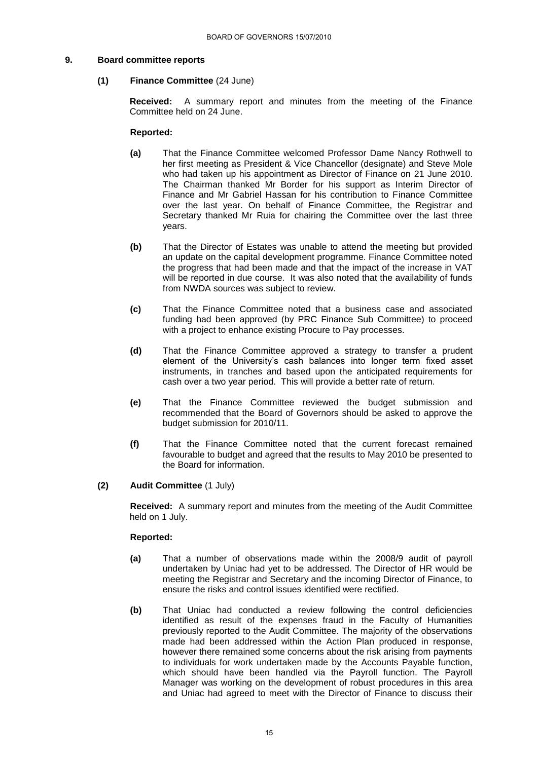## 9. Board committee reports

### (1) Finance Committee (24 June)

**Received:** A summary report and minutes from the meeting of the Finance Committee held on 24 June.

**Reported:**

**(a)** That the Finance Committee welcomed Professor Dame Nancy Rothwell to her first meeting as President & Vice Chancellor (designate) and Steve Mole who had taken up his appointment as Director of Finance on 21 June 2010. The Chairman thanked Mr Border for his support as Interim Director of Finance and Mr Gabriel Hassan for his contribution to Finance Committee over the last year. On behalf of Finance Committee, the Registrar and Secretary thanked Mr Ruia for chairing the Committee over the last three years.

**(b)** That the Director of Estates was unable to attend the meeting but provided an update on the capital development programme. Finance Committee noted the progress that had been made and that the impact of the increase in VAT will be reported in due course. It was also noted that the availability of funds from NWDA sources was subject to review.

**(c)** That the Finance Committee noted that a business case and associated funding had been approved (by PRC Finance Sub Committee) to proceed with a project to enhance existing Procure to Pay processes.

**(d)** That the Finance Committee approved a strategy to transfer a prudent element of the University's cash balances into longer term fixed asset instruments, in tranches and based upon the anticipated requirements for cash over a two year period. This will provide a better rate of return.

**(e)** That the Finance Committee reviewed the budget submission and recommended that the Board of Governors should be asked to approve the budget submission for 2010/11.

**(f)** That the Finance Committee noted that the current forecast remained favourable to budget and agreed that the results to May 2010 be presented to the Board for information.

### (2) Audit Committee (1 July)

**Received:** A summary report and minutes from the meeting of the Audit Committee held on 1 July.

**Reported:**

**(a)** That a number of observations made within the 2008/9 audit of payroll undertaken by Uniac had yet to be addressed. The Director of HR would be meeting the Registrar and Secretary and the incoming Director of Finance, to ensure the risks and control issues identified were rectified.

**(b)** That Uniac had conducted a review following the control deficiencies identified as result of the expenses fraud in the Faculty of Humanities previously reported to the Audit Committee. The majority of the observations made had been addressed within the Action Plan produced in response, however there remained some concerns about the risk arising from payments to individuals for work undertaken made by the Accounts Payable function, which should have been handled via the Payroll function. The Payroll Manager was working on the development of robust procedures in this area and Uniac had agreed to meet with the Director of Finance to discuss their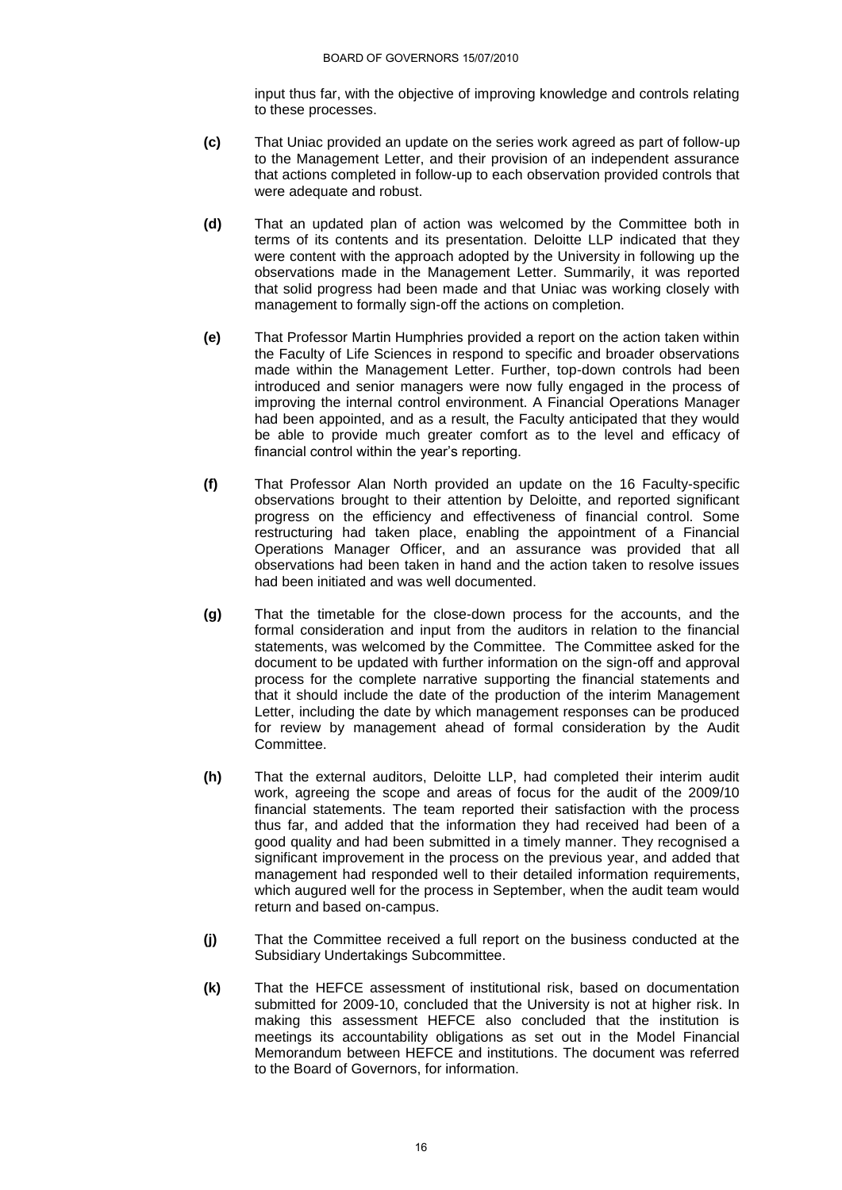input thus far, with the objective of improving knowledge and controls relating to these processes.

**(c)** That Uniac provided an update on the series work agreed as part of follow-up to the Management Letter, and their provision of an independent assurance that actions completed in follow-up to each observation provided controls that were adequate and robust.

**(d)** That an updated plan of action was welcomed by the Committee both in terms of its contents and its presentation. Deloitte LLP indicated that they were content with the approach adopted by the University in following up the observations made in the Management Letter. Summarily, it was reported that solid progress had been made and that Uniac was working closely with management to formally sign-off the actions on completion.

**(e)** That Professor Martin Humphries provided a report on the action taken within the Faculty of Life Sciences in respond to specific and broader observations made within the Management Letter. Further, top-down controls had been introduced and senior managers were now fully engaged in the process of improving the internal control environment. A Financial Operations Manager had been appointed, and as a result, the Faculty anticipated that they would be able to provide much greater comfort as to the level and efficacy of financial control within the year's reporting.

**(f)** That Professor Alan North provided an update on the 16 Faculty-specific observations brought to their attention by Deloitte, and reported significant progress on the efficiency and effectiveness of financial control. Some restructuring had taken place, enabling the appointment of a Financial Operations Manager Officer, and an assurance was provided that all observations had been taken in hand and the action taken to resolve issues had been initiated and was well documented.

**(g)** That the timetable for the close-down process for the accounts, and the formal consideration and input from the auditors in relation to the financial statements, was welcomed by the Committee. The Committee asked for the document to be updated with further information on the sign-off and approval process for the complete narrative supporting the financial statements and that it should include the date of the production of the interim Management Letter, including the date by which management responses can be produced for review by management ahead of formal consideration by the Audit Committee.

**(h)** That the external auditors, Deloitte LLP, had completed their interim audit work, agreeing the scope and areas of focus for the audit of the 2009/10 financial statements. The team reported their satisfaction with the process thus far, and added that the information they had received had been of a good quality and had been submitted in a timely manner. They recognised a significant improvement in the process on the previous year, and added that management had responded well to their detailed information requirements, which augured well for the process in September, when the audit team would return and based on-campus.

**(j)** That the Committee received a full report on the business conducted at the Subsidiary Undertakings Subcommittee.

**(k)** That the HEFCE assessment of institutional risk, based on documentation submitted for 2009-10, concluded that the University is not at higher risk. In making this assessment HEFCE also concluded that the institution is meetings its accountability obligations as set out in the Model Financial Memorandum between HEFCE and institutions. The document was referred to the Board of Governors, for information.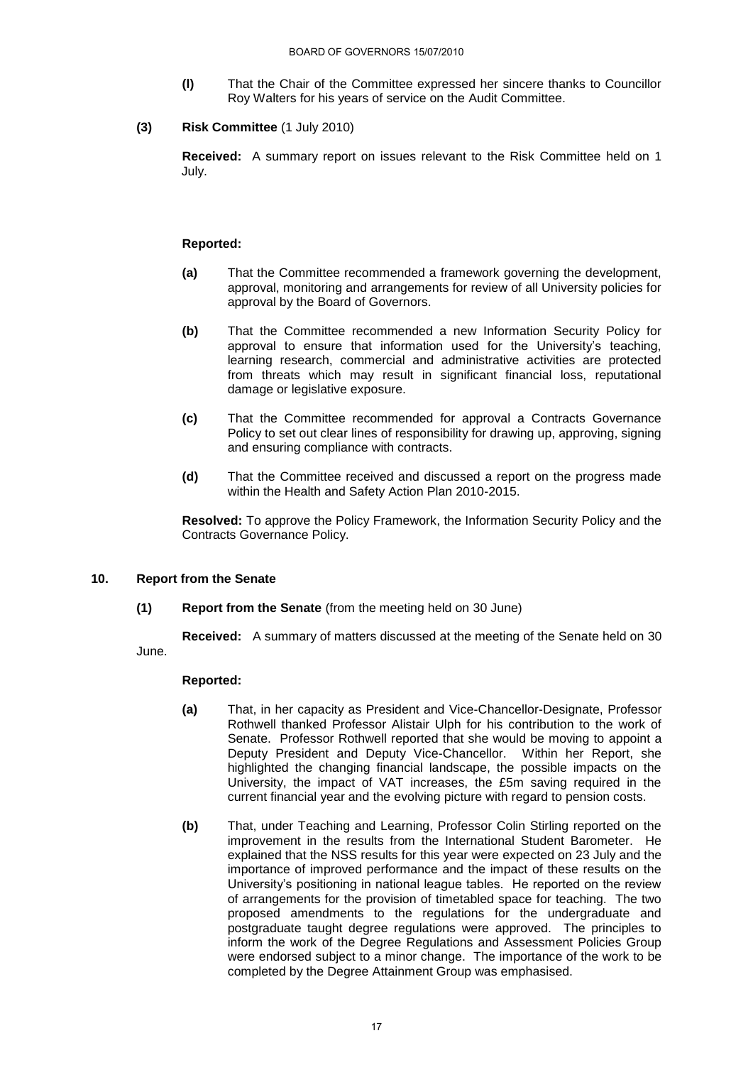**(l)** That the Chair of the Committee expressed her sincere thanks to Councillor Roy Walters for his years of service on the Audit Committee.

**(3) Risk Committee** (1 July 2010)

**Received:** A summary report on issues relevant to the Risk Committee held on 1 July.

**Reported:**

**(a)** That the Committee recommended a framework governing the development, approval, monitoring and arrangements for review of all University policies for approval by the Board of Governors.

**(b)** That the Committee recommended a new Information Security Policy for approval to ensure that information used for the University's teaching, learning research, commercial and administrative activities are protected from threats which may result in significant financial loss, reputational damage or legislative exposure.

**(c)** That the Committee recommended for approval a Contracts Governance Policy to set out clear lines of responsibility for drawing up, approving, signing and ensuring compliance with contracts.

**(d)** That the Committee received and discussed a report on the progress made within the Health and Safety Action Plan 2010-2015.

**Resolved:** To approve the Policy Framework, the Information Security Policy and the Contracts Governance Policy.

## 10. Report from the Senate

**(1) Report from the Senate** (from the meeting held on 30 June)

**Received:** A summary of matters discussed at the meeting of the Senate held on 30 June.

**Reported:**

**(a)** That, in her capacity as President and Vice-Chancellor-Designate, Professor Rothwell thanked Professor Alistair Ulph for his contribution to the work of Senate. Professor Rothwell reported that she would be moving to appoint a Deputy President and Deputy Vice-Chancellor. Within her Report, she highlighted the changing financial landscape, the possible impacts on the University, the impact of VAT increases, the £5m saving required in the current financial year and the evolving picture with regard to pension costs.

**(b)** That, under Teaching and Learning, Professor Colin Stirling reported on the improvement in the results from the International Student Barometer. He explained that the NSS results for this year were expected on 23 July and the importance of improved performance and the impact of these results on the University's positioning in national league tables. He reported on the review of arrangements for the provision of timetabled space for teaching. The two proposed amendments to the regulations for the undergraduate and postgraduate taught degree regulations were approved. The principles to inform the work of the Degree Regulations and Assessment Policies Group were endorsed subject to a minor change. The importance of the work to be completed by the Degree Attainment Group was emphasised.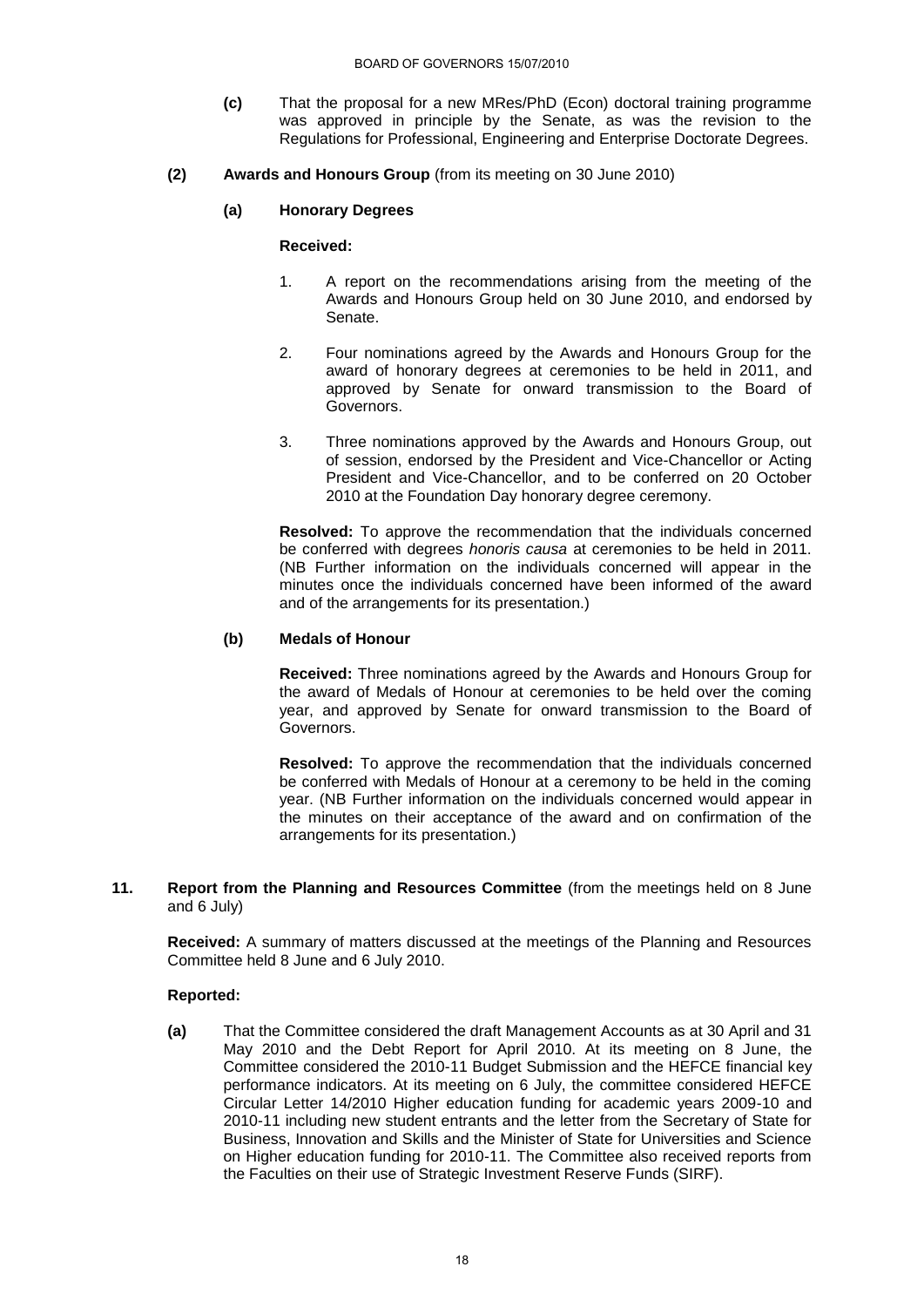**(c)** That the proposal for a new MRes/PhD (Econ) doctoral training programme was approved in principle by the Senate, as was the revision to the Regulations for Professional, Engineering and Enterprise Doctorate Degrees.

**(2) Awards and Honours Group** (from its meeting on 30 June 2010)

**(a) Honorary Degrees**

**Received:**

1. A report on the recommendations arising from the meeting of the Awards and Honours Group held on 30 June 2010, and endorsed by Senate.

2. Four nominations agreed by the Awards and Honours Group for the award of honorary degrees at ceremonies to be held in 2011, and approved by Senate for onward transmission to the Board of Governors.

3. Three nominations approved by the Awards and Honours Group, out of session, endorsed by the President and Vice-Chancellor or Acting President and Vice-Chancellor, and to be conferred on 20 October 2010 at the Foundation Day honorary degree ceremony.

**Resolved:** To approve the recommendation that the individuals concerned be conferred with degrees *honoris causa* at ceremonies to be held in 2011. (NB Further information on the individuals concerned will appear in the minutes once the individuals concerned have been informed of the award and of the arrangements for its presentation.)

**(b) Medals of Honour**

**Received:** Three nominations agreed by the Awards and Honours Group for the award of Medals of Honour at ceremonies to be held over the coming year, and approved by Senate for onward transmission to the Board of Governors.

**Resolved:** To approve the recommendation that the individuals concerned be conferred with Medals of Honour at a ceremony to be held in the coming year. (NB Further information on the individuals concerned would appear in the minutes on their acceptance of the award and on confirmation of the arrangements for its presentation.)

**11. Report from the Planning and Resources Committee** (from the meetings held on 8 June and 6 July)

**Received:** A summary of matters discussed at the meetings of the Planning and Resources Committee held 8 June and 6 July 2010.

**Reported:**

**(a)** That the Committee considered the draft Management Accounts as at 30 April and 31 May 2010 and the Debt Report for April 2010. At its meeting on 8 June, the Committee considered the 2010-11 Budget Submission and the HEFCE financial key performance indicators. At its meeting on 6 July, the committee considered HEFCE Circular Letter 14/2010 Higher education funding for academic years 2009-10 and 2010-11 including new student entrants and the letter from the Secretary of State for Business, Innovation and Skills and the Minister of State for Universities and Science on Higher education funding for 2010-11. The Committee also received reports from the Faculties on their use of Strategic Investment Reserve Funds (SIRF).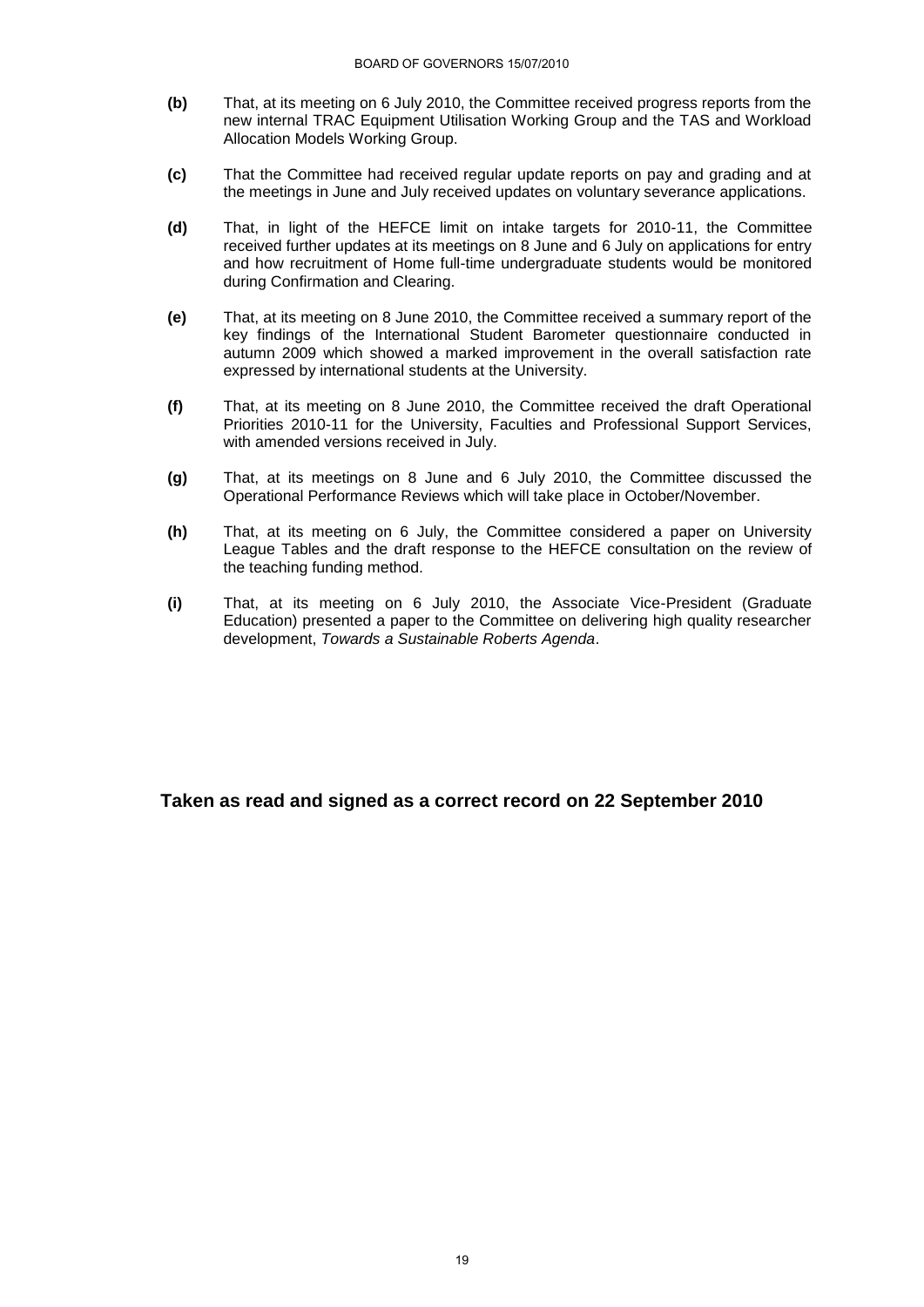**(b)** That, at its meeting on 6 July 2010, the Committee received progress reports from the new internal TRAC Equipment Utilisation Working Group and the TAS and Workload Allocation Models Working Group.

**(c)** That the Committee had received regular update reports on pay and grading and at the meetings in June and July received updates on voluntary severance applications.

**(d)** That, in light of the HEFCE limit on intake targets for 2010-11, the Committee received further updates at its meetings on 8 June and 6 July on applications for entry and how recruitment of Home full-time undergraduate students would be monitored during Confirmation and Clearing.

**(e)** That, at its meeting on 8 June 2010, the Committee received a summary report of the key findings of the International Student Barometer questionnaire conducted in autumn 2009 which showed a marked improvement in the overall satisfaction rate expressed by international students at the University.

**(f)** That, at its meeting on 8 June 2010, the Committee received the draft Operational Priorities 2010-11 for the University, Faculties and Professional Support Services, with amended versions received in July.

**(g)** That, at its meetings on 8 June and 6 July 2010, the Committee discussed the Operational Performance Reviews which will take place in October/November.

**(h)** That, at its meeting on 6 July, the Committee considered a paper on University League Tables and the draft response to the HEFCE consultation on the review of the teaching funding method.

**(i)** That, at its meeting on 6 July 2010, the Associate Vice-President (Graduate Education) presented a paper to the Committee on delivering high quality researcher development, *Towards a Sustainable Roberts Agenda*.

**Taken as read and signed as a correct record on 22 September 2010**